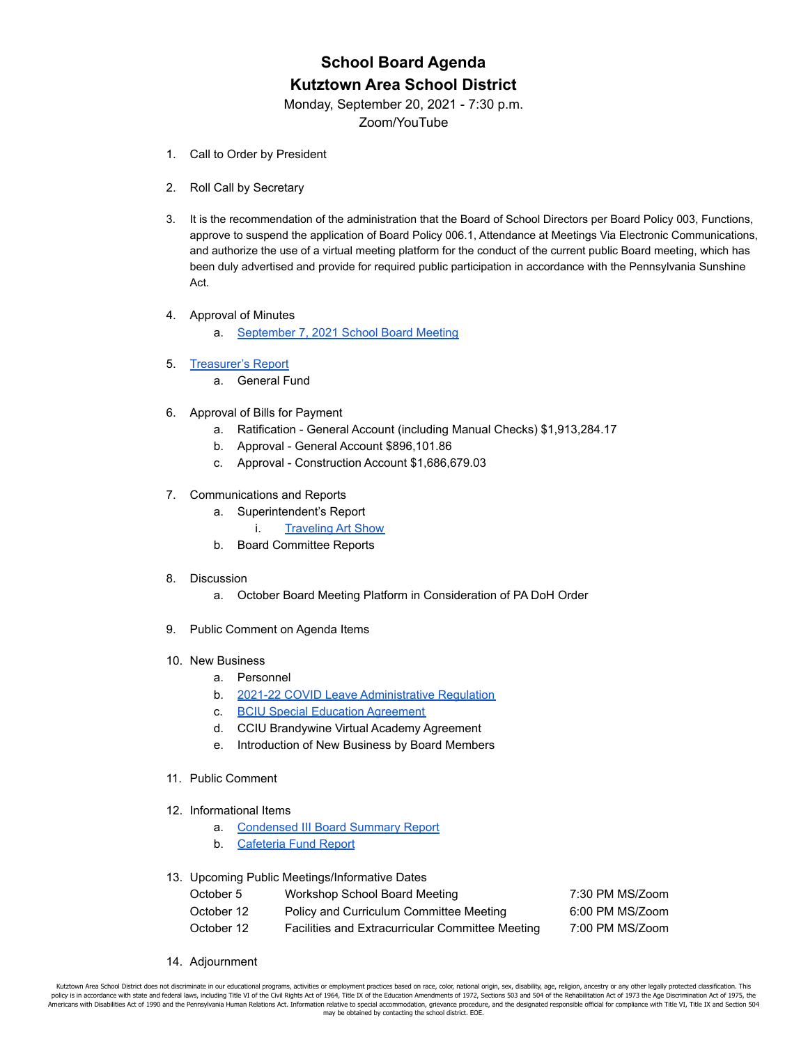# School Board Agenda
# Kutztown Area School District

Monday, September 20, 2021 - 7:30 p.m.
Zoom/YouTube

1. Call to Order by President

2. Roll Call by Secretary

3. It is the recommendation of the administration that the Board of School Directors per Board Policy 003, Functions, approve to suspend the application of Board Policy 006.1, Attendance at Meetings Via Electronic Communications, and authorize the use of a virtual meeting platform for the conduct of the current public Board meeting, which has been duly advertised and provide for required public participation in accordance with the Pennsylvania Sunshine Act.

4. Approval of Minutes
   a. September 7, 2021 School Board Meeting

5. Treasurer's Report
   a. General Fund

6. Approval of Bills for Payment
   a. Ratification - General Account (including Manual Checks) $1,913,284.17
   b. Approval - General Account $896,101.86
   c. Approval - Construction Account $1,686,679.03

7. Communications and Reports
   a. Superintendent's Report
      i. Traveling Art Show
   b. Board Committee Reports

8. Discussion
   a. October Board Meeting Platform in Consideration of PA DoH Order

9. Public Comment on Agenda Items

10. New Business
    a. Personnel
    b. 2021-22 COVID Leave Administrative Regulation
    c. BCIU Special Education Agreement
    d. CCIU Brandywine Virtual Academy Agreement
    e. Introduction of New Business by Board Members

11. Public Comment

12. Informational Items
    a. Condensed III Board Summary Report
    b. Cafeteria Fund Report

13. Upcoming Public Meetings/Informative Dates

| | | |
|---|---|---|
| October 5 | Workshop School Board Meeting | 7:30 PM MS/Zoom |
| October 12 | Policy and Curriculum Committee Meeting | 6:00 PM MS/Zoom |
| October 12 | Facilities and Extracurricular Committee Meeting | 7:00 PM MS/Zoom |

14. Adjournment

Kutztown Area School District does not discriminate in our educational programs, activities or employment practices based on race, color, national origin, sex, disability, age, religion, ancestry or any other legally protected classification. This policy is in accordance with state and federal laws, including Title VI of the Civil Rights Act of 1964, Title IX of the Education Amendments of 1972, Sections 503 and 504 of the Rehabilitation Act of 1973 the Age Discrimination Act of 1975, the Americans with Disabilities Act of 1990 and the Pennsylvania Human Relations Act. Information relative to special accommodation, grievance procedure, and the designated responsible official for compliance with Title VI, Title IX and Section 504 may be obtained by contacting the school district. EOE.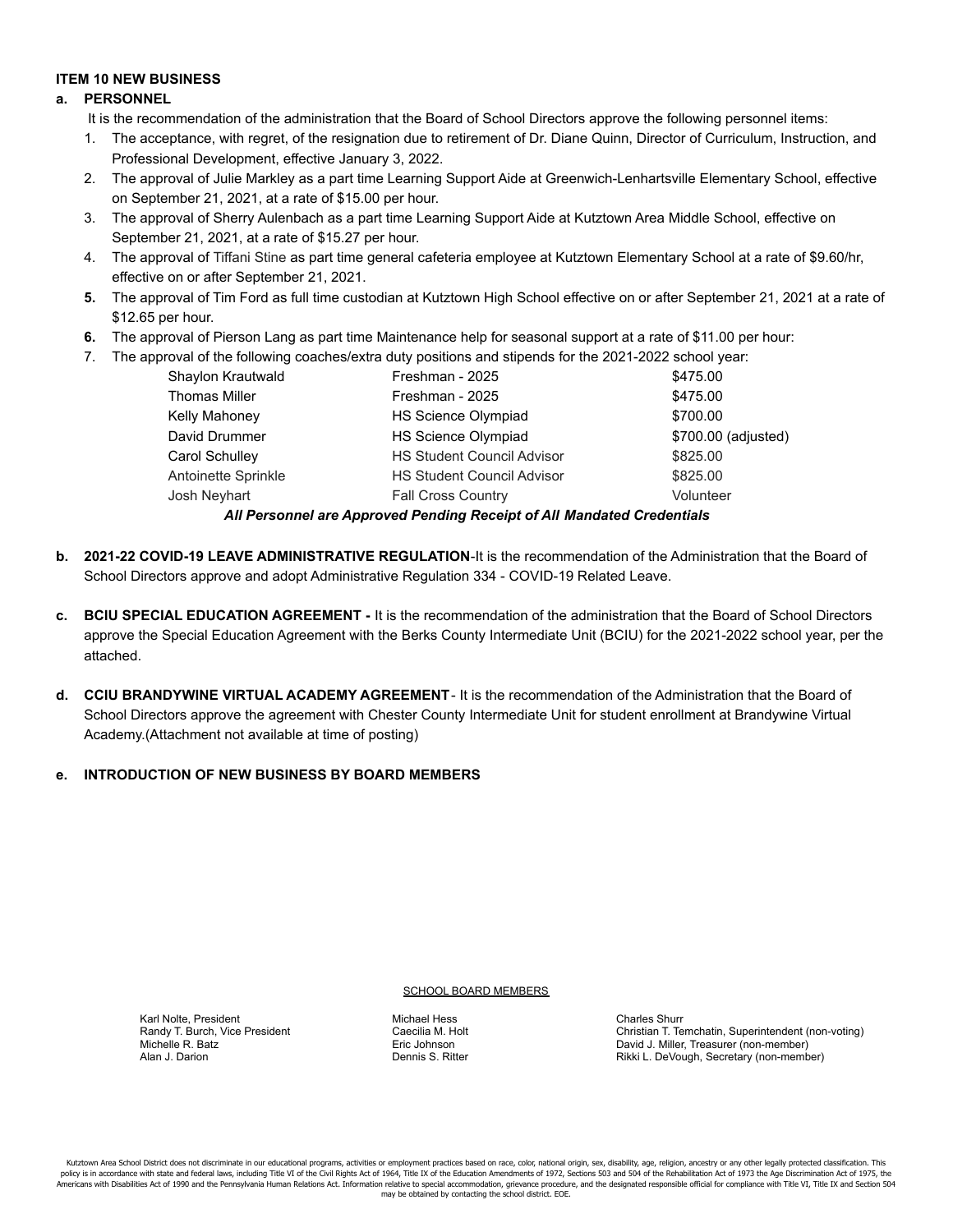**ITEM 10 NEW BUSINESS**

**a. PERSONNEL**

It is the recommendation of the administration that the Board of School Directors approve the following personnel items:

1. The acceptance, with regret, of the resignation due to retirement of Dr. Diane Quinn, Director of Curriculum, Instruction, and Professional Development, effective January 3, 2022.
2. The approval of Julie Markley as a part time Learning Support Aide at Greenwich-Lenhartsville Elementary School, effective on September 21, 2021, at a rate of $15.00 per hour.
3. The approval of Sherry Aulenbach as a part time Learning Support Aide at Kutztown Area Middle School, effective on September 21, 2021, at a rate of $15.27 per hour.
4. The approval of Tiffani Stine as part time general cafeteria employee at Kutztown Elementary School at a rate of $9.60/hr, effective on or after September 21, 2021.
5. The approval of Tim Ford as full time custodian at Kutztown High School effective on or after September 21, 2021 at a rate of $12.65 per hour.
6. The approval of Pierson Lang as part time Maintenance help for seasonal support at a rate of $11.00 per hour:
7. The approval of the following coaches/extra duty positions and stipends for the 2021-2022 school year:

| | | |
|---|---|---|
| Shaylon Krautwald | Freshman - 2025 | $475.00 |
| Thomas Miller | Freshman - 2025 | $475.00 |
| Kelly Mahoney | HS Science Olympiad | $700.00 |
| David Drummer | HS Science Olympiad | $700.00 (adjusted) |
| Carol Schulley | HS Student Council Advisor | $825.00 |
| Antoinette Sprinkle | HS Student Council Advisor | $825.00 |
| Josh Neyhart | Fall Cross Country | Volunteer |

***All Personnel are Approved Pending Receipt of All Mandated Credentials***

**b. 2021-22 COVID-19 LEAVE ADMINISTRATIVE REGULATION**-It is the recommendation of the Administration that the Board of School Directors approve and adopt Administrative Regulation 334 - COVID-19 Related Leave.

**c. BCIU SPECIAL EDUCATION AGREEMENT -** It is the recommendation of the administration that the Board of School Directors approve the Special Education Agreement with the Berks County Intermediate Unit (BCIU) for the 2021-2022 school year, per the attached.

**d. CCIU BRANDYWINE VIRTUAL ACADEMY AGREEMENT**- It is the recommendation of the Administration that the Board of School Directors approve the agreement with Chester County Intermediate Unit for student enrollment at Brandywine Virtual Academy.(Attachment not available at time of posting)

**e. INTRODUCTION OF NEW BUSINESS BY BOARD MEMBERS**

SCHOOL BOARD MEMBERS

Karl Nolte, President
Randy T. Burch, Vice President
Michelle R. Batz
Alan J. Darion

Michael Hess
Caecilia M. Holt
Eric Johnson
Dennis S. Ritter

Charles Shurr
Christian T. Temchatin, Superintendent (non-voting)
David J. Miller, Treasurer (non-member)
Rikki L. DeVough, Secretary (non-member)

Kutztown Area School District does not discriminate in our educational programs, activities or employment practices based on race, color, national origin, sex, disability, age, religion, ancestry or any other legally protected classification. This policy is in accordance with state and federal laws, including Title VI of the Civil Rights Act of 1964, Title IX of the Education Amendments of 1972, Sections 503 and 504 of the Rehabilitation Act of 1973 the Age Discrimination Act of 1975, the Americans with Disabilities Act of 1990 and the Pennsylvania Human Relations Act. Information relative to special accommodation, grievance procedure, and the designated responsible official for compliance with Title VI, Title IX and Section 504 may be obtained by contacting the school district. EOE.